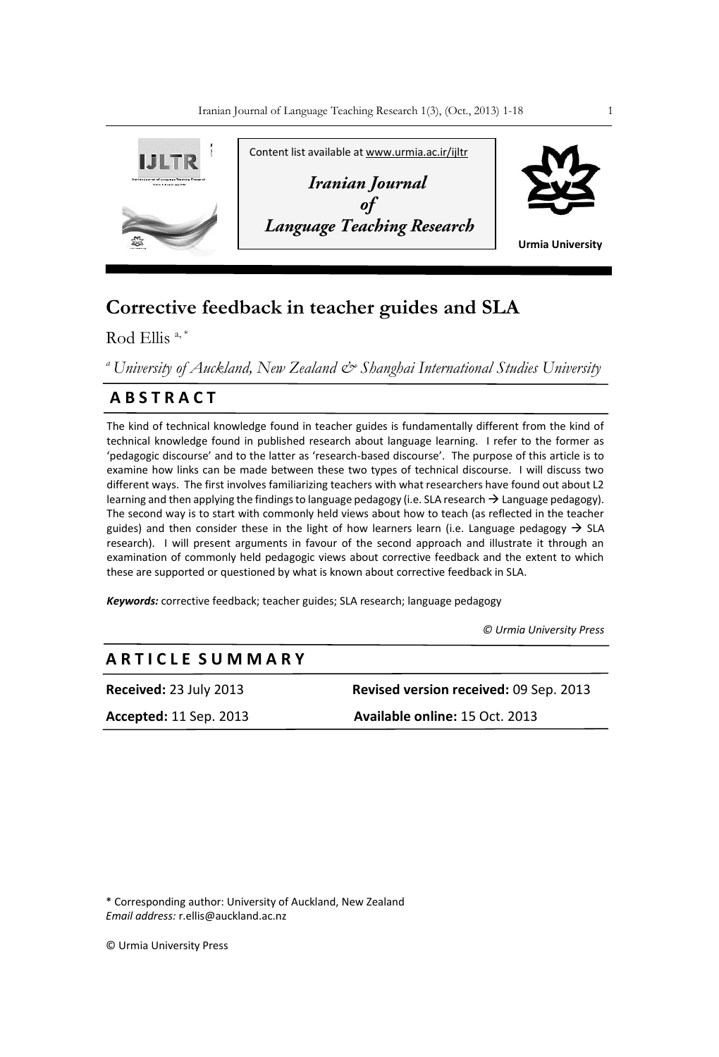Content list available at www.urmia.ac.ir/ijltr

*Iranian Journal of Language Teaching Research*

Urmia University

# Corrective feedback in teacher guides and SLA

Rod Ellis [a,*]

[a] *University of Auckland, New Zealand & Shanghai International Studies University*

## ABSTRACT

The kind of technical knowledge found in teacher guides is fundamentally different from the kind of technical knowledge found in published research about language learning. I refer to the former as 'pedagogic discourse' and to the latter as 'research-based discourse'. The purpose of this article is to examine how links can be made between these two types of technical discourse. I will discuss two different ways. The first involves familiarizing teachers with what researchers have found out about L2 learning and then applying the findings to language pedagogy (i.e. SLA research → Language pedagogy). The second way is to start with commonly held views about how to teach (as reflected in the teacher guides) and then consider these in the light of how learners learn (i.e. Language pedagogy → SLA research). I will present arguments in favour of the second approach and illustrate it through an examination of commonly held pedagogic views about corrective feedback and the extent to which these are supported or questioned by what is known about corrective feedback in SLA.

***Keywords:*** corrective feedback; teacher guides; SLA research; language pedagogy

*© Urmia University Press*

## ARTICLE SUMMARY

**Received:** 23 July 2013 **Revised version received:** 09 Sep. 2013

**Accepted:** 11 Sep. 2013 **Available online:** 15 Oct. 2013

\* Corresponding author: University of Auckland, New Zealand
*Email address:* r.ellis@auckland.ac.nz

© Urmia University Press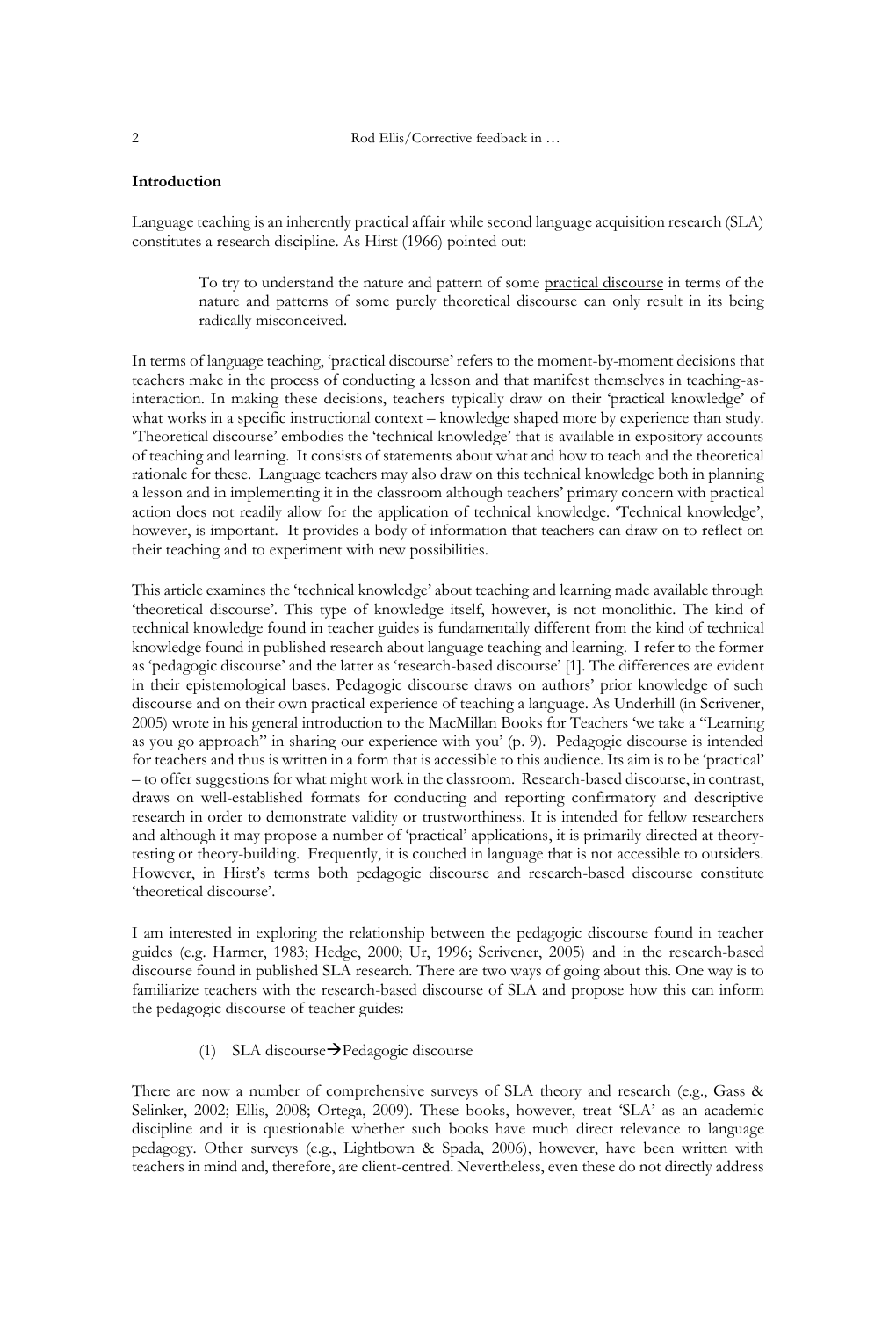**Introduction**

Language teaching is an inherently practical affair while second language acquisition research (SLA) constitutes a research discipline. As Hirst (1966) pointed out:

> To try to understand the nature and pattern of some <u>practical discourse</u> in terms of the nature and patterns of some purely <u>theoretical discourse</u> can only result in its being radically misconceived.

In terms of language teaching, 'practical discourse' refers to the moment-by-moment decisions that teachers make in the process of conducting a lesson and that manifest themselves in teaching-as-interaction. In making these decisions, teachers typically draw on their 'practical knowledge' of what works in a specific instructional context – knowledge shaped more by experience than study. 'Theoretical discourse' embodies the 'technical knowledge' that is available in expository accounts of teaching and learning. It consists of statements about what and how to teach and the theoretical rationale for these. Language teachers may also draw on this technical knowledge both in planning a lesson and in implementing it in the classroom although teachers' primary concern with practical action does not readily allow for the application of technical knowledge. 'Technical knowledge', however, is important. It provides a body of information that teachers can draw on to reflect on their teaching and to experiment with new possibilities.

This article examines the 'technical knowledge' about teaching and learning made available through 'theoretical discourse'. This type of knowledge itself, however, is not monolithic. The kind of technical knowledge found in teacher guides is fundamentally different from the kind of technical knowledge found in published research about language teaching and learning. I refer to the former as 'pedagogic discourse' and the latter as 'research-based discourse' [1]. The differences are evident in their epistemological bases. Pedagogic discourse draws on authors' prior knowledge of such discourse and on their own practical experience of teaching a language. As Underhill (in Scrivener, 2005) wrote in his general introduction to the MacMillan Books for Teachers 'we take a "Learning as you go approach" in sharing our experience with you' (p. 9). Pedagogic discourse is intended for teachers and thus is written in a form that is accessible to this audience. Its aim is to be 'practical' – to offer suggestions for what might work in the classroom. Research-based discourse, in contrast, draws on well-established formats for conducting and reporting confirmatory and descriptive research in order to demonstrate validity or trustworthiness. It is intended for fellow researchers and although it may propose a number of 'practical' applications, it is primarily directed at theory-testing or theory-building. Frequently, it is couched in language that is not accessible to outsiders. However, in Hirst's terms both pedagogic discourse and research-based discourse constitute 'theoretical discourse'.

I am interested in exploring the relationship between the pedagogic discourse found in teacher guides (e.g. Harmer, 1983; Hedge, 2000; Ur, 1996; Scrivener, 2005) and in the research-based discourse found in published SLA research. There are two ways of going about this. One way is to familiarize teachers with the research-based discourse of SLA and propose how this can inform the pedagogic discourse of teacher guides:

(1) SLA discourse→Pedagogic discourse

There are now a number of comprehensive surveys of SLA theory and research (e.g., Gass & Selinker, 2002; Ellis, 2008; Ortega, 2009). These books, however, treat 'SLA' as an academic discipline and it is questionable whether such books have much direct relevance to language pedagogy. Other surveys (e.g., Lightbown & Spada, 2006), however, have been written with teachers in mind and, therefore, are client-centred. Nevertheless, even these do not directly address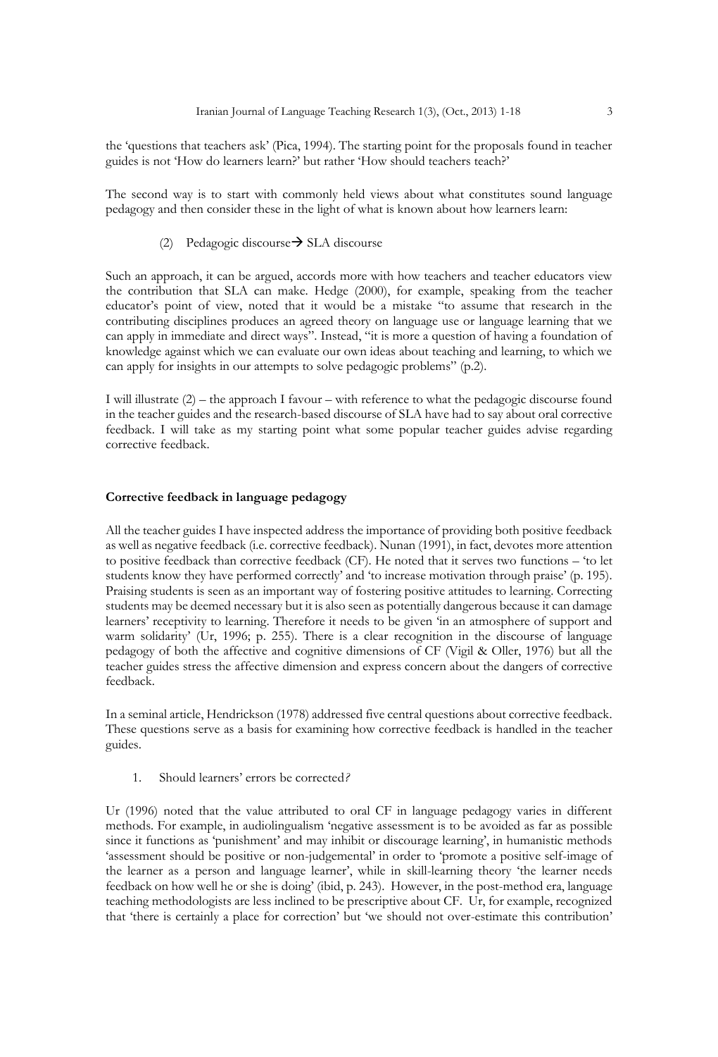the 'questions that teachers ask' (Pica, 1994). The starting point for the proposals found in teacher guides is not 'How do learners learn?' but rather 'How should teachers teach?'

The second way is to start with commonly held views about what constitutes sound language pedagogy and then consider these in the light of what is known about how learners learn:

(2) Pedagogic discourse→ SLA discourse

Such an approach, it can be argued, accords more with how teachers and teacher educators view the contribution that SLA can make. Hedge (2000), for example, speaking from the teacher educator's point of view, noted that it would be a mistake "to assume that research in the contributing disciplines produces an agreed theory on language use or language learning that we can apply in immediate and direct ways". Instead, "it is more a question of having a foundation of knowledge against which we can evaluate our own ideas about teaching and learning, to which we can apply for insights in our attempts to solve pedagogic problems" (p.2).

I will illustrate (2) – the approach I favour – with reference to what the pedagogic discourse found in the teacher guides and the research-based discourse of SLA have had to say about oral corrective feedback. I will take as my starting point what some popular teacher guides advise regarding corrective feedback.

**Corrective feedback in language pedagogy**

All the teacher guides I have inspected address the importance of providing both positive feedback as well as negative feedback (i.e. corrective feedback). Nunan (1991), in fact, devotes more attention to positive feedback than corrective feedback (CF). He noted that it serves two functions – 'to let students know they have performed correctly' and 'to increase motivation through praise' (p. 195). Praising students is seen as an important way of fostering positive attitudes to learning. Correcting students may be deemed necessary but it is also seen as potentially dangerous because it can damage learners' receptivity to learning. Therefore it needs to be given 'in an atmosphere of support and warm solidarity' (Ur, 1996; p. 255). There is a clear recognition in the discourse of language pedagogy of both the affective and cognitive dimensions of CF (Vigil & Oller, 1976) but all the teacher guides stress the affective dimension and express concern about the dangers of corrective feedback.

In a seminal article, Hendrickson (1978) addressed five central questions about corrective feedback. These questions serve as a basis for examining how corrective feedback is handled in the teacher guides.

1. Should learners' errors be corrected*?*

Ur (1996) noted that the value attributed to oral CF in language pedagogy varies in different methods. For example, in audiolingualism 'negative assessment is to be avoided as far as possible since it functions as 'punishment' and may inhibit or discourage learning', in humanistic methods 'assessment should be positive or non-judgemental' in order to 'promote a positive self-image of the learner as a person and language learner', while in skill-learning theory 'the learner needs feedback on how well he or she is doing' (ibid, p. 243). However, in the post-method era, language teaching methodologists are less inclined to be prescriptive about CF. Ur, for example, recognized that 'there is certainly a place for correction' but 'we should not over-estimate this contribution'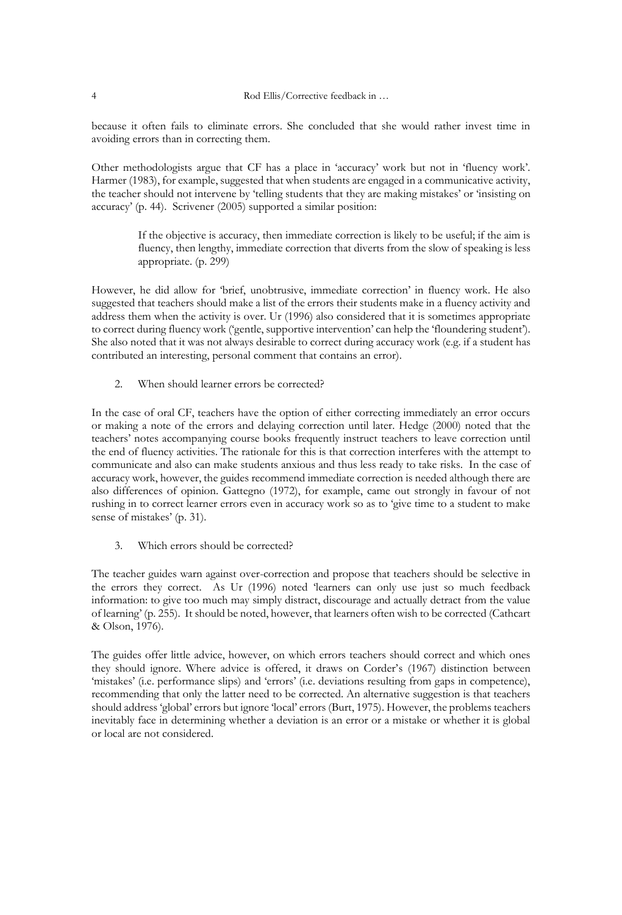because it often fails to eliminate errors. She concluded that she would rather invest time in avoiding errors than in correcting them.

Other methodologists argue that CF has a place in 'accuracy' work but not in 'fluency work'. Harmer (1983), for example, suggested that when students are engaged in a communicative activity, the teacher should not intervene by 'telling students that they are making mistakes' or 'insisting on accuracy' (p. 44). Scrivener (2005) supported a similar position:

> If the objective is accuracy, then immediate correction is likely to be useful; if the aim is fluency, then lengthy, immediate correction that diverts from the slow of speaking is less appropriate. (p. 299)

However, he did allow for 'brief, unobtrusive, immediate correction' in fluency work. He also suggested that teachers should make a list of the errors their students make in a fluency activity and address them when the activity is over. Ur (1996) also considered that it is sometimes appropriate to correct during fluency work ('gentle, supportive intervention' can help the 'floundering student'). She also noted that it was not always desirable to correct during accuracy work (e.g. if a student has contributed an interesting, personal comment that contains an error).

2. When should learner errors be corrected?

In the case of oral CF, teachers have the option of either correcting immediately an error occurs or making a note of the errors and delaying correction until later. Hedge (2000) noted that the teachers' notes accompanying course books frequently instruct teachers to leave correction until the end of fluency activities. The rationale for this is that correction interferes with the attempt to communicate and also can make students anxious and thus less ready to take risks. In the case of accuracy work, however, the guides recommend immediate correction is needed although there are also differences of opinion. Gattegno (1972), for example, came out strongly in favour of not rushing in to correct learner errors even in accuracy work so as to 'give time to a student to make sense of mistakes' (p. 31).

3. Which errors should be corrected?

The teacher guides warn against over-correction and propose that teachers should be selective in the errors they correct. As Ur (1996) noted 'learners can only use just so much feedback information: to give too much may simply distract, discourage and actually detract from the value of learning' (p. 255). It should be noted, however, that learners often wish to be corrected (Cathcart & Olson, 1976).

The guides offer little advice, however, on which errors teachers should correct and which ones they should ignore. Where advice is offered, it draws on Corder's (1967) distinction between 'mistakes' (i.e. performance slips) and 'errors' (i.e. deviations resulting from gaps in competence), recommending that only the latter need to be corrected. An alternative suggestion is that teachers should address 'global' errors but ignore 'local' errors (Burt, 1975). However, the problems teachers inevitably face in determining whether a deviation is an error or a mistake or whether it is global or local are not considered.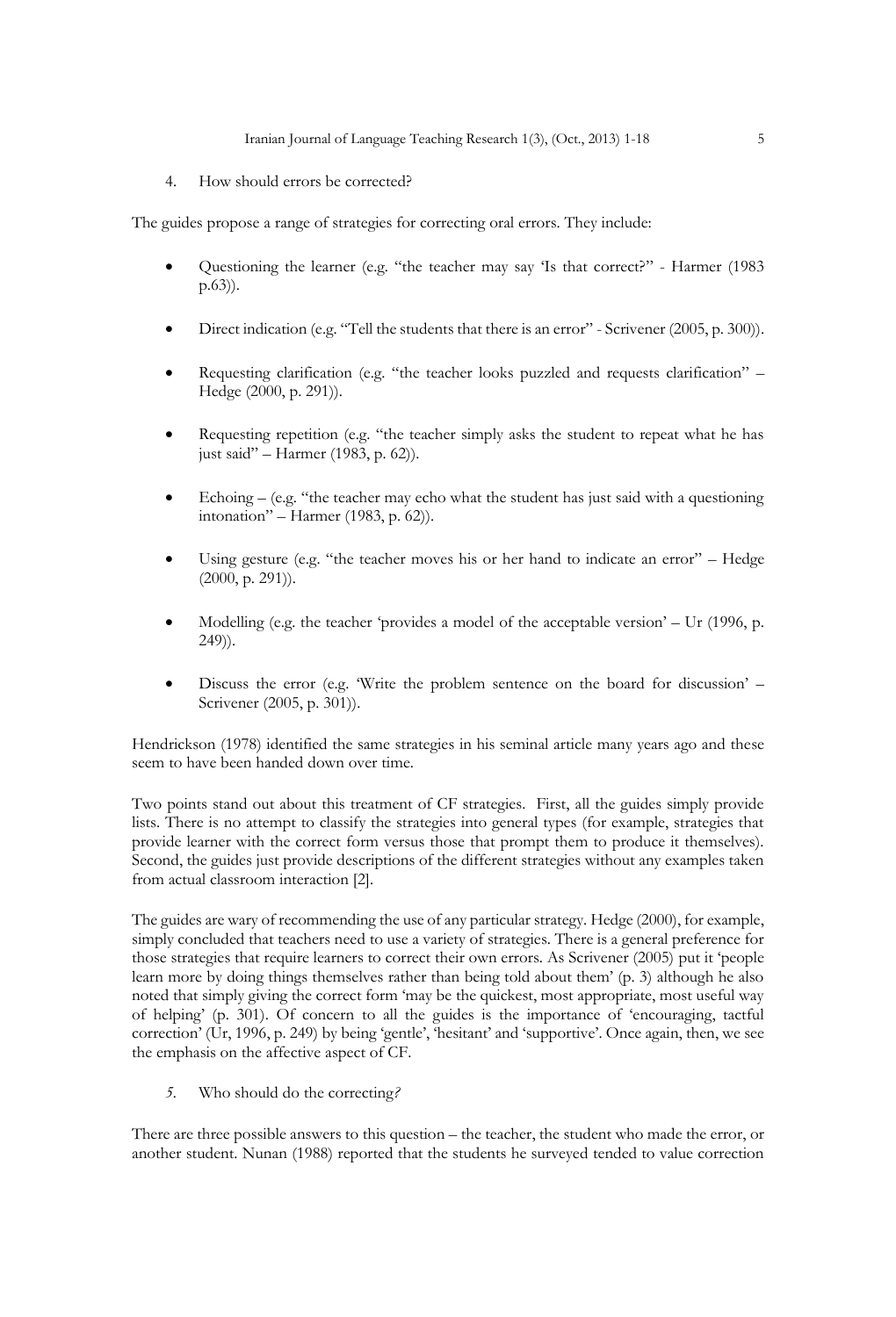4. How should errors be corrected?

The guides propose a range of strategies for correcting oral errors. They include:

- Questioning the learner (e.g. "the teacher may say 'Is that correct?" - Harmer (1983 p.63)).
- Direct indication (e.g. "Tell the students that there is an error" - Scrivener (2005, p. 300)).
- Requesting clarification (e.g. "the teacher looks puzzled and requests clarification" – Hedge (2000, p. 291)).
- Requesting repetition (e.g. "the teacher simply asks the student to repeat what he has just said" – Harmer (1983, p. 62)).
- Echoing – (e.g. "the teacher may echo what the student has just said with a questioning intonation" – Harmer (1983, p. 62)).
- Using gesture (e.g. "the teacher moves his or her hand to indicate an error" – Hedge (2000, p. 291)).
- Modelling (e.g. the teacher 'provides a model of the acceptable version' – Ur (1996, p. 249)).
- Discuss the error (e.g. 'Write the problem sentence on the board for discussion' – Scrivener (2005, p. 301)).

Hendrickson (1978) identified the same strategies in his seminal article many years ago and these seem to have been handed down over time.

Two points stand out about this treatment of CF strategies. First, all the guides simply provide lists. There is no attempt to classify the strategies into general types (for example, strategies that provide learner with the correct form versus those that prompt them to produce it themselves). Second, the guides just provide descriptions of the different strategies without any examples taken from actual classroom interaction [2].

The guides are wary of recommending the use of any particular strategy. Hedge (2000), for example, simply concluded that teachers need to use a variety of strategies. There is a general preference for those strategies that require learners to correct their own errors. As Scrivener (2005) put it 'people learn more by doing things themselves rather than being told about them' (p. 3) although he also noted that simply giving the correct form 'may be the quickest, most appropriate, most useful way of helping' (p. 301). Of concern to all the guides is the importance of 'encouraging, tactful correction' (Ur, 1996, p. 249) by being 'gentle', 'hesitant' and 'supportive'. Once again, then, we see the emphasis on the affective aspect of CF.

5. Who should do the correcting?

There are three possible answers to this question – the teacher, the student who made the error, or another student. Nunan (1988) reported that the students he surveyed tended to value correction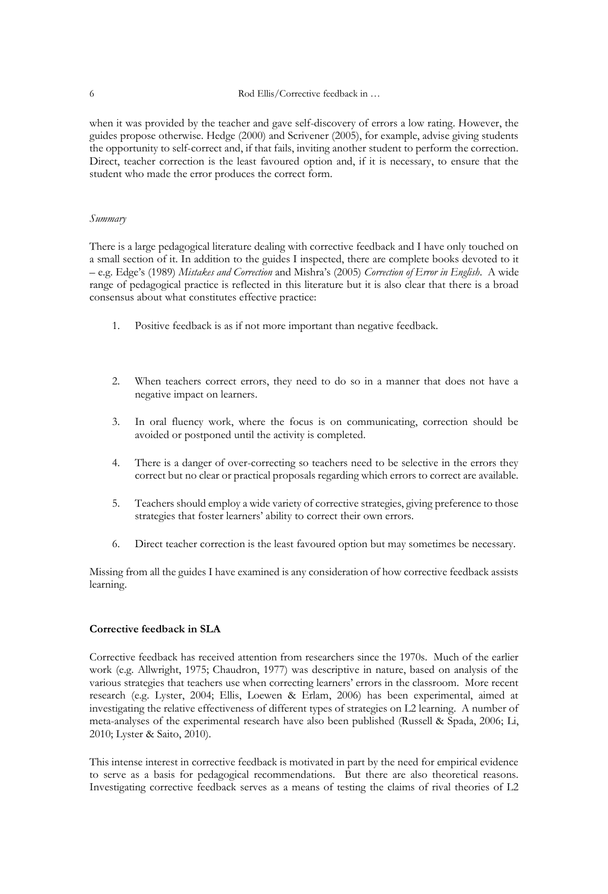when it was provided by the teacher and gave self-discovery of errors a low rating. However, the guides propose otherwise. Hedge (2000) and Scrivener (2005), for example, advise giving students the opportunity to self-correct and, if that fails, inviting another student to perform the correction. Direct, teacher correction is the least favoured option and, if it is necessary, to ensure that the student who made the error produces the correct form.

*Summary*

There is a large pedagogical literature dealing with corrective feedback and I have only touched on a small section of it. In addition to the guides I inspected, there are complete books devoted to it – e.g. Edge's (1989) *Mistakes and Correction* and Mishra's (2005) *Correction of Error in English*. A wide range of pedagogical practice is reflected in this literature but it is also clear that there is a broad consensus about what constitutes effective practice:

1. Positive feedback is as if not more important than negative feedback.
2. When teachers correct errors, they need to do so in a manner that does not have a negative impact on learners.
3. In oral fluency work, where the focus is on communicating, correction should be avoided or postponed until the activity is completed.
4. There is a danger of over-correcting so teachers need to be selective in the errors they correct but no clear or practical proposals regarding which errors to correct are available.
5. Teachers should employ a wide variety of corrective strategies, giving preference to those strategies that foster learners' ability to correct their own errors.
6. Direct teacher correction is the least favoured option but may sometimes be necessary.

Missing from all the guides I have examined is any consideration of how corrective feedback assists learning.

**Corrective feedback in SLA**

Corrective feedback has received attention from researchers since the 1970s. Much of the earlier work (e.g. Allwright, 1975; Chaudron, 1977) was descriptive in nature, based on analysis of the various strategies that teachers use when correcting learners' errors in the classroom. More recent research (e.g. Lyster, 2004; Ellis, Loewen & Erlam, 2006) has been experimental, aimed at investigating the relative effectiveness of different types of strategies on L2 learning. A number of meta-analyses of the experimental research have also been published (Russell & Spada, 2006; Li, 2010; Lyster & Saito, 2010).

This intense interest in corrective feedback is motivated in part by the need for empirical evidence to serve as a basis for pedagogical recommendations. But there are also theoretical reasons. Investigating corrective feedback serves as a means of testing the claims of rival theories of L2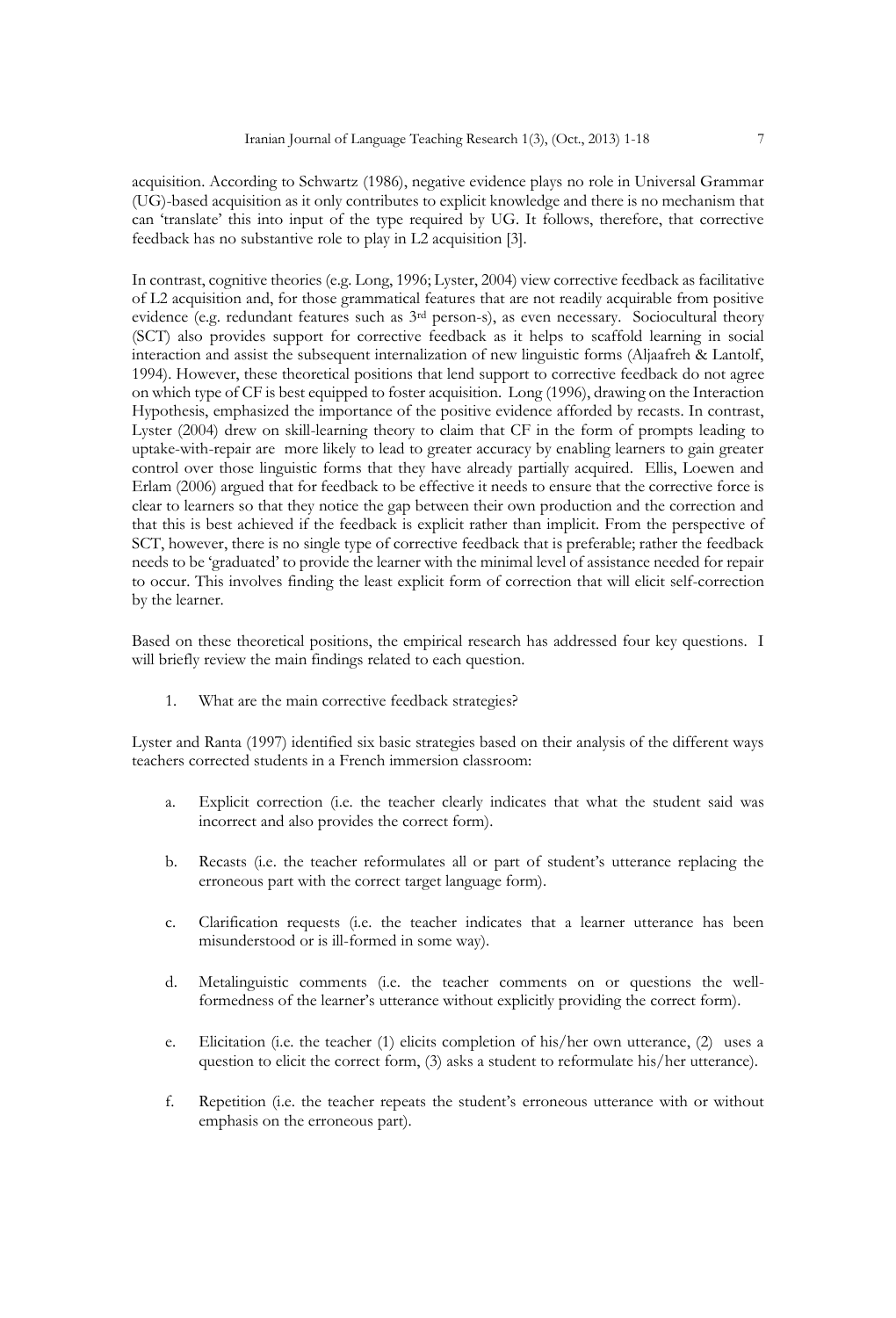acquisition. According to Schwartz (1986), negative evidence plays no role in Universal Grammar (UG)-based acquisition as it only contributes to explicit knowledge and there is no mechanism that can 'translate' this into input of the type required by UG. It follows, therefore, that corrective feedback has no substantive role to play in L2 acquisition [3].

In contrast, cognitive theories (e.g. Long, 1996; Lyster, 2004) view corrective feedback as facilitative of L2 acquisition and, for those grammatical features that are not readily acquirable from positive evidence (e.g. redundant features such as 3rd person-s), as even necessary. Sociocultural theory (SCT) also provides support for corrective feedback as it helps to scaffold learning in social interaction and assist the subsequent internalization of new linguistic forms (Aljaafreh & Lantolf, 1994). However, these theoretical positions that lend support to corrective feedback do not agree on which type of CF is best equipped to foster acquisition. Long (1996), drawing on the Interaction Hypothesis, emphasized the importance of the positive evidence afforded by recasts. In contrast, Lyster (2004) drew on skill-learning theory to claim that CF in the form of prompts leading to uptake-with-repair are more likely to lead to greater accuracy by enabling learners to gain greater control over those linguistic forms that they have already partially acquired. Ellis, Loewen and Erlam (2006) argued that for feedback to be effective it needs to ensure that the corrective force is clear to learners so that they notice the gap between their own production and the correction and that this is best achieved if the feedback is explicit rather than implicit. From the perspective of SCT, however, there is no single type of corrective feedback that is preferable; rather the feedback needs to be 'graduated' to provide the learner with the minimal level of assistance needed for repair to occur. This involves finding the least explicit form of correction that will elicit self-correction by the learner.

Based on these theoretical positions, the empirical research has addressed four key questions. I will briefly review the main findings related to each question.

1. What are the main corrective feedback strategies?

Lyster and Ranta (1997) identified six basic strategies based on their analysis of the different ways teachers corrected students in a French immersion classroom:

a. Explicit correction (i.e. the teacher clearly indicates that what the student said was incorrect and also provides the correct form).

b. Recasts (i.e. the teacher reformulates all or part of student's utterance replacing the erroneous part with the correct target language form).

c. Clarification requests (i.e. the teacher indicates that a learner utterance has been misunderstood or is ill-formed in some way).

d. Metalinguistic comments (i.e. the teacher comments on or questions the well-formedness of the learner's utterance without explicitly providing the correct form).

e. Elicitation (i.e. the teacher (1) elicits completion of his/her own utterance, (2) uses a question to elicit the correct form, (3) asks a student to reformulate his/her utterance).

f. Repetition (i.e. the teacher repeats the student's erroneous utterance with or without emphasis on the erroneous part).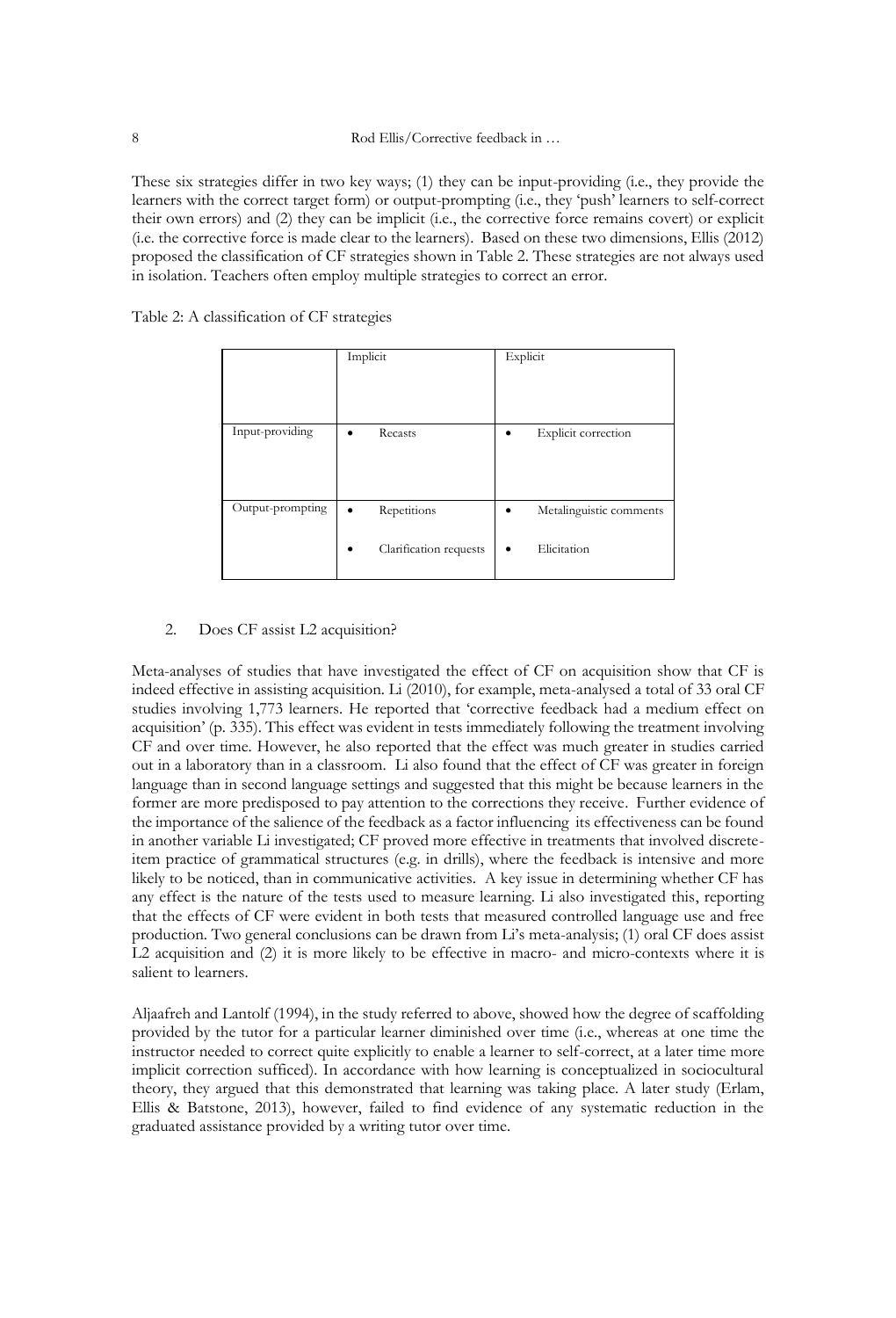These six strategies differ in two key ways; (1) they can be input-providing (i.e., they provide the learners with the correct target form) or output-prompting (i.e., they 'push' learners to self-correct their own errors) and (2) they can be implicit (i.e., the corrective force remains covert) or explicit (i.e. the corrective force is made clear to the learners). Based on these two dimensions, Ellis (2012) proposed the classification of CF strategies shown in Table 2. These strategies are not always used in isolation. Teachers often employ multiple strategies to correct an error.

Table 2: A classification of CF strategies

| | Implicit | Explicit |
|---|---|---|
| Input-providing | • Recasts | • Explicit correction |
| Output-prompting | • Repetitions<br>• Clarification requests | • Metalinguistic comments<br>• Elicitation |

## 2. Does CF assist L2 acquisition?

Meta-analyses of studies that have investigated the effect of CF on acquisition show that CF is indeed effective in assisting acquisition. Li (2010), for example, meta-analysed a total of 33 oral CF studies involving 1,773 learners. He reported that 'corrective feedback had a medium effect on acquisition' (p. 335). This effect was evident in tests immediately following the treatment involving CF and over time. However, he also reported that the effect was much greater in studies carried out in a laboratory than in a classroom. Li also found that the effect of CF was greater in foreign language than in second language settings and suggested that this might be because learners in the former are more predisposed to pay attention to the corrections they receive. Further evidence of the importance of the salience of the feedback as a factor influencing its effectiveness can be found in another variable Li investigated; CF proved more effective in treatments that involved discrete-item practice of grammatical structures (e.g. in drills), where the feedback is intensive and more likely to be noticed, than in communicative activities. A key issue in determining whether CF has any effect is the nature of the tests used to measure learning. Li also investigated this, reporting that the effects of CF were evident in both tests that measured controlled language use and free production. Two general conclusions can be drawn from Li's meta-analysis; (1) oral CF does assist L2 acquisition and (2) it is more likely to be effective in macro- and micro-contexts where it is salient to learners.

Aljaafreh and Lantolf (1994), in the study referred to above, showed how the degree of scaffolding provided by the tutor for a particular learner diminished over time (i.e., whereas at one time the instructor needed to correct quite explicitly to enable a learner to self-correct, at a later time more implicit correction sufficed). In accordance with how learning is conceptualized in sociocultural theory, they argued that this demonstrated that learning was taking place. A later study (Erlam, Ellis & Batstone, 2013), however, failed to find evidence of any systematic reduction in the graduated assistance provided by a writing tutor over time.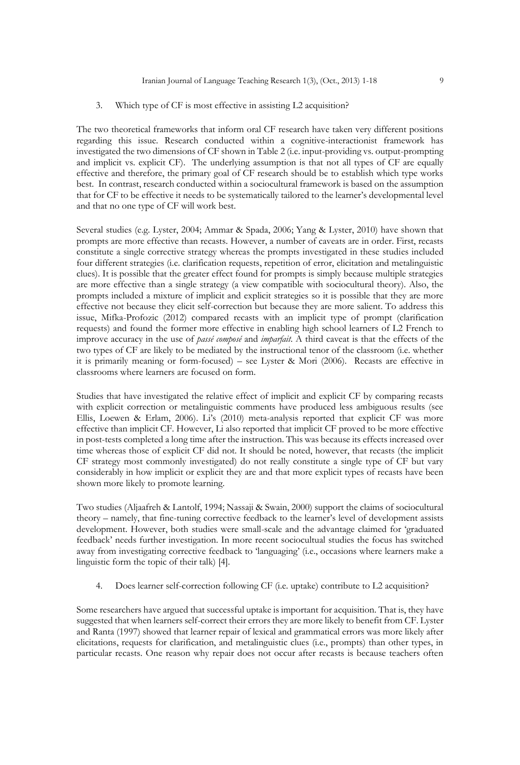3. Which type of CF is most effective in assisting L2 acquisition?

The two theoretical frameworks that inform oral CF research have taken very different positions regarding this issue. Research conducted within a cognitive-interactionist framework has investigated the two dimensions of CF shown in Table 2 (i.e. input-providing vs. output-prompting and implicit vs. explicit CF). The underlying assumption is that not all types of CF are equally effective and therefore, the primary goal of CF research should be to establish which type works best. In contrast, research conducted within a sociocultural framework is based on the assumption that for CF to be effective it needs to be systematically tailored to the learner's developmental level and that no one type of CF will work best.

Several studies (e.g. Lyster, 2004; Ammar & Spada, 2006; Yang & Lyster, 2010) have shown that prompts are more effective than recasts. However, a number of caveats are in order. First, recasts constitute a single corrective strategy whereas the prompts investigated in these studies included four different strategies (i.e. clarification requests, repetition of error, elicitation and metalinguistic clues). It is possible that the greater effect found for prompts is simply because multiple strategies are more effective than a single strategy (a view compatible with sociocultural theory). Also, the prompts included a mixture of implicit and explicit strategies so it is possible that they are more effective not because they elicit self-correction but because they are more salient. To address this issue, Mifka-Profozic (2012) compared recasts with an implicit type of prompt (clarification requests) and found the former more effective in enabling high school learners of L2 French to improve accuracy in the use of *passé composé* and *imparfait*. A third caveat is that the effects of the two types of CF are likely to be mediated by the instructional tenor of the classroom (i.e. whether it is primarily meaning or form-focused) – see Lyster & Mori (2006). Recasts are effective in classrooms where learners are focused on form.

Studies that have investigated the relative effect of implicit and explicit CF by comparing recasts with explicit correction or metalinguistic comments have produced less ambiguous results (see Ellis, Loewen & Erlam, 2006). Li's (2010) meta-analysis reported that explicit CF was more effective than implicit CF. However, Li also reported that implicit CF proved to be more effective in post-tests completed a long time after the instruction. This was because its effects increased over time whereas those of explicit CF did not. It should be noted, however, that recasts (the implicit CF strategy most commonly investigated) do not really constitute a single type of CF but vary considerably in how implicit or explicit they are and that more explicit types of recasts have been shown more likely to promote learning.

Two studies (Aljaafreh & Lantolf, 1994; Nassaji & Swain, 2000) support the claims of sociocultural theory – namely, that fine-tuning corrective feedback to the learner's level of development assists development. However, both studies were small-scale and the advantage claimed for 'graduated feedback' needs further investigation. In more recent sociocultual studies the focus has switched away from investigating corrective feedback to 'languaging' (i.e., occasions where learners make a linguistic form the topic of their talk) [4].

4. Does learner self-correction following CF (i.e. uptake) contribute to L2 acquisition?

Some researchers have argued that successful uptake is important for acquisition. That is, they have suggested that when learners self-correct their errors they are more likely to benefit from CF. Lyster and Ranta (1997) showed that learner repair of lexical and grammatical errors was more likely after elicitations, requests for clarification, and metalinguistic clues (i.e., prompts) than other types, in particular recasts. One reason why repair does not occur after recasts is because teachers often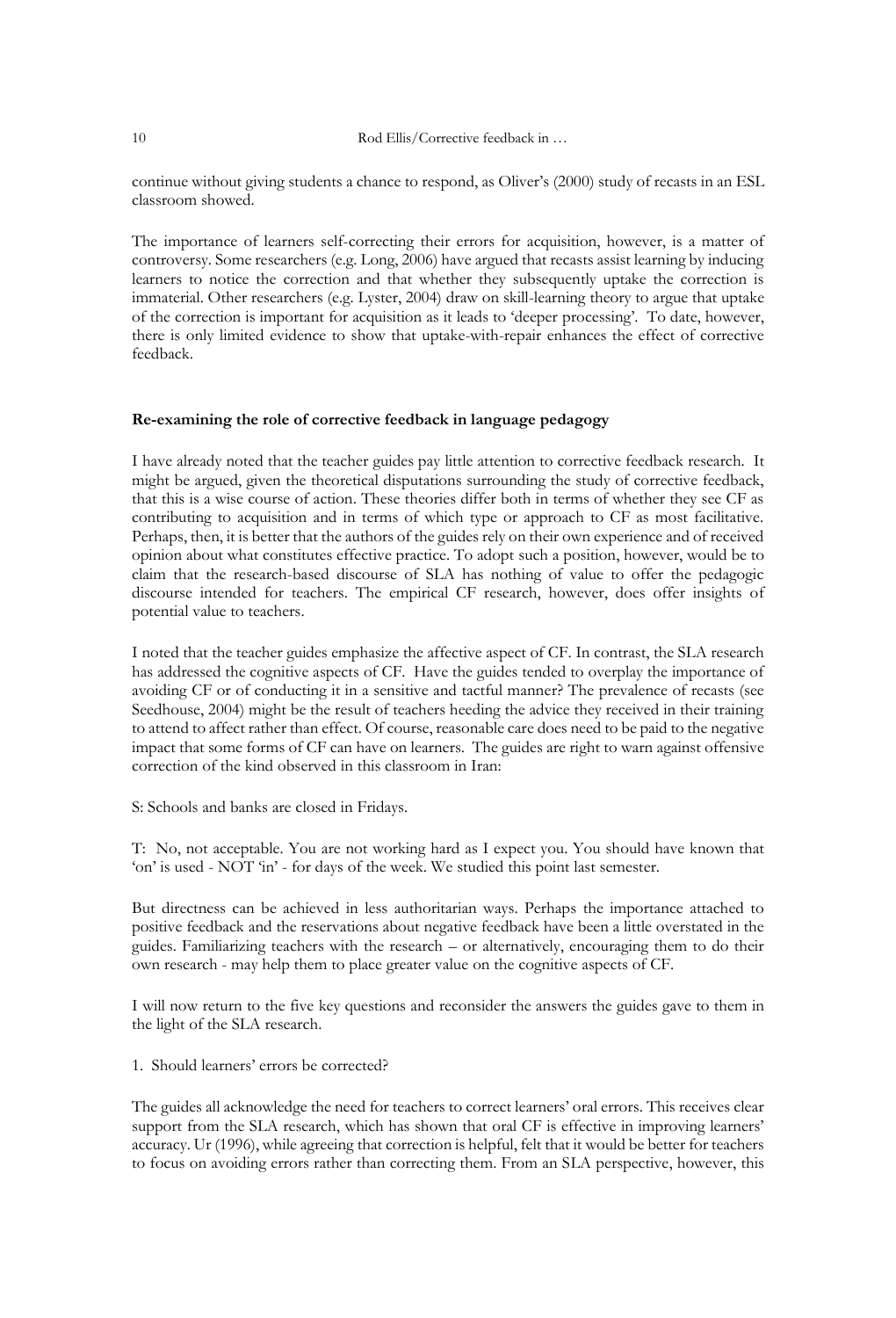continue without giving students a chance to respond, as Oliver's (2000) study of recasts in an ESL classroom showed.

The importance of learners self-correcting their errors for acquisition, however, is a matter of controversy. Some researchers (e.g. Long, 2006) have argued that recasts assist learning by inducing learners to notice the correction and that whether they subsequently uptake the correction is immaterial. Other researchers (e.g. Lyster, 2004) draw on skill-learning theory to argue that uptake of the correction is important for acquisition as it leads to 'deeper processing'. To date, however, there is only limited evidence to show that uptake-with-repair enhances the effect of corrective feedback.

## Re-examining the role of corrective feedback in language pedagogy

I have already noted that the teacher guides pay little attention to corrective feedback research. It might be argued, given the theoretical disputations surrounding the study of corrective feedback, that this is a wise course of action. These theories differ both in terms of whether they see CF as contributing to acquisition and in terms of which type or approach to CF as most facilitative. Perhaps, then, it is better that the authors of the guides rely on their own experience and of received opinion about what constitutes effective practice. To adopt such a position, however, would be to claim that the research-based discourse of SLA has nothing of value to offer the pedagogic discourse intended for teachers. The empirical CF research, however, does offer insights of potential value to teachers.

I noted that the teacher guides emphasize the affective aspect of CF. In contrast, the SLA research has addressed the cognitive aspects of CF. Have the guides tended to overplay the importance of avoiding CF or of conducting it in a sensitive and tactful manner? The prevalence of recasts (see Seedhouse, 2004) might be the result of teachers heeding the advice they received in their training to attend to affect rather than effect. Of course, reasonable care does need to be paid to the negative impact that some forms of CF can have on learners. The guides are right to warn against offensive correction of the kind observed in this classroom in Iran:

S: Schools and banks are closed in Fridays.

T: No, not acceptable. You are not working hard as I expect you. You should have known that 'on' is used - NOT 'in' - for days of the week. We studied this point last semester.

But directness can be achieved in less authoritarian ways. Perhaps the importance attached to positive feedback and the reservations about negative feedback have been a little overstated in the guides. Familiarizing teachers with the research – or alternatively, encouraging them to do their own research - may help them to place greater value on the cognitive aspects of CF.

I will now return to the five key questions and reconsider the answers the guides gave to them in the light of the SLA research.

1. Should learners' errors be corrected?

The guides all acknowledge the need for teachers to correct learners' oral errors. This receives clear support from the SLA research, which has shown that oral CF is effective in improving learners' accuracy. Ur (1996), while agreeing that correction is helpful, felt that it would be better for teachers to focus on avoiding errors rather than correcting them. From an SLA perspective, however, this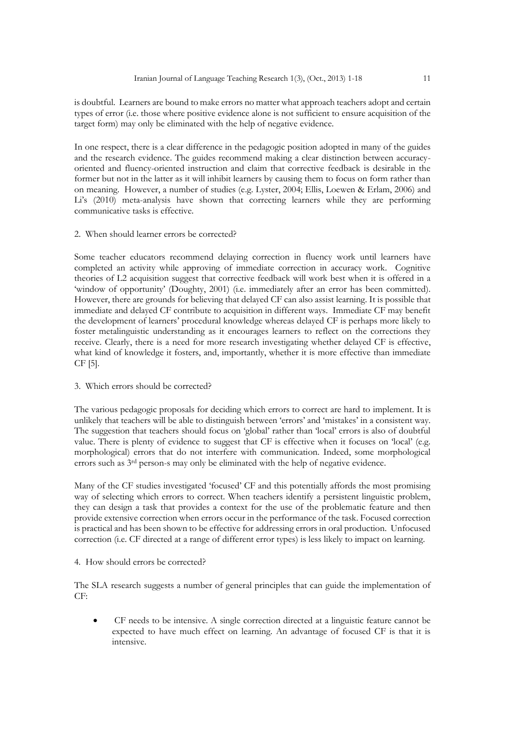is doubtful. Learners are bound to make errors no matter what approach teachers adopt and certain types of error (i.e. those where positive evidence alone is not sufficient to ensure acquisition of the target form) may only be eliminated with the help of negative evidence.

In one respect, there is a clear difference in the pedagogic position adopted in many of the guides and the research evidence. The guides recommend making a clear distinction between accuracy-oriented and fluency-oriented instruction and claim that corrective feedback is desirable in the former but not in the latter as it will inhibit learners by causing them to focus on form rather than on meaning. However, a number of studies (e.g. Lyster, 2004; Ellis, Loewen & Erlam, 2006) and Li's (2010) meta-analysis have shown that correcting learners while they are performing communicative tasks is effective.

2. When should learner errors be corrected?

Some teacher educators recommend delaying correction in fluency work until learners have completed an activity while approving of immediate correction in accuracy work. Cognitive theories of L2 acquisition suggest that corrective feedback will work best when it is offered in a 'window of opportunity' (Doughty, 2001) (i.e. immediately after an error has been committed). However, there are grounds for believing that delayed CF can also assist learning. It is possible that immediate and delayed CF contribute to acquisition in different ways. Immediate CF may benefit the development of learners' procedural knowledge whereas delayed CF is perhaps more likely to foster metalinguistic understanding as it encourages learners to reflect on the corrections they receive. Clearly, there is a need for more research investigating whether delayed CF is effective, what kind of knowledge it fosters, and, importantly, whether it is more effective than immediate CF [5].

3. Which errors should be corrected?

The various pedagogic proposals for deciding which errors to correct are hard to implement. It is unlikely that teachers will be able to distinguish between 'errors' and 'mistakes' in a consistent way. The suggestion that teachers should focus on 'global' rather than 'local' errors is also of doubtful value. There is plenty of evidence to suggest that CF is effective when it focuses on 'local' (e.g. morphological) errors that do not interfere with communication. Indeed, some morphological errors such as 3rd person-s may only be eliminated with the help of negative evidence.

Many of the CF studies investigated 'focused' CF and this potentially affords the most promising way of selecting which errors to correct. When teachers identify a persistent linguistic problem, they can design a task that provides a context for the use of the problematic feature and then provide extensive correction when errors occur in the performance of the task. Focused correction is practical and has been shown to be effective for addressing errors in oral production. Unfocused correction (i.e. CF directed at a range of different error types) is less likely to impact on learning.

4. How should errors be corrected?

The SLA research suggests a number of general principles that can guide the implementation of CF:

- CF needs to be intensive. A single correction directed at a linguistic feature cannot be expected to have much effect on learning. An advantage of focused CF is that it is intensive.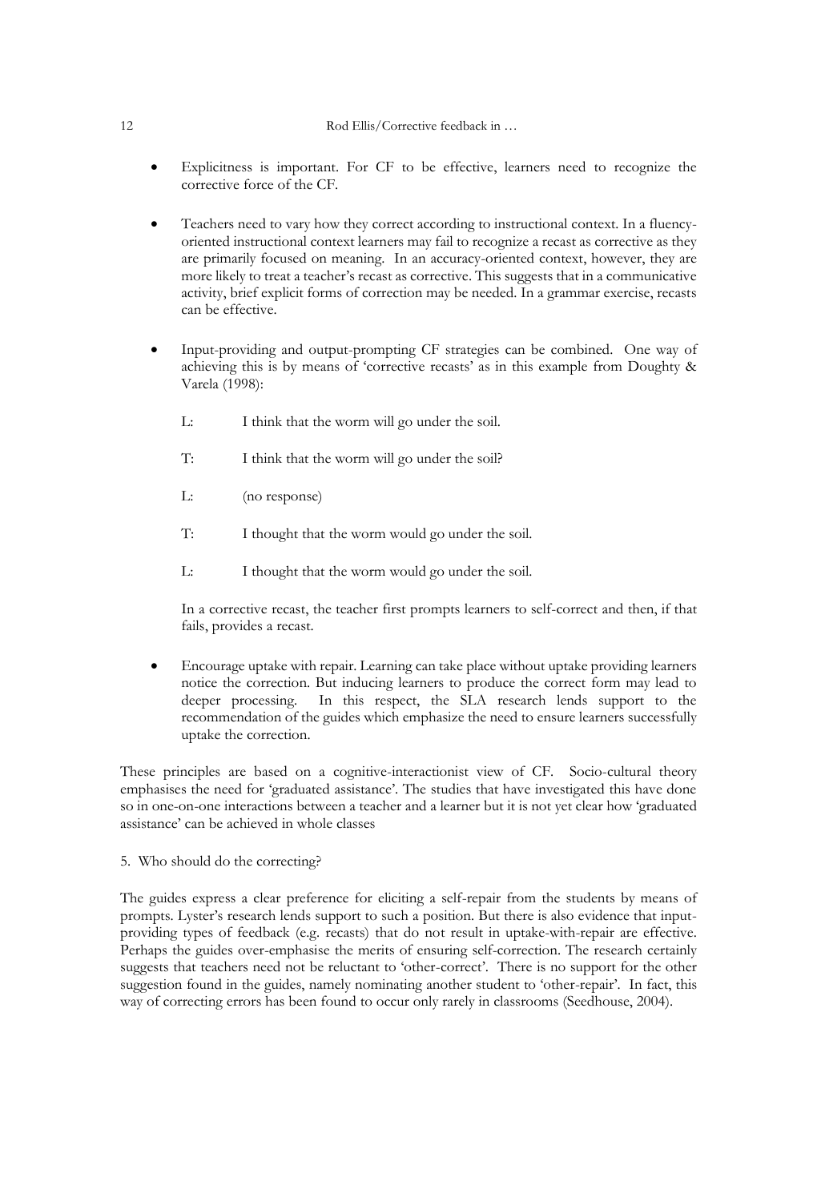- Explicitness is important. For CF to be effective, learners need to recognize the corrective force of the CF.

- Teachers need to vary how they correct according to instructional context. In a fluency-oriented instructional context learners may fail to recognize a recast as corrective as they are primarily focused on meaning. In an accuracy-oriented context, however, they are more likely to treat a teacher's recast as corrective. This suggests that in a communicative activity, brief explicit forms of correction may be needed. In a grammar exercise, recasts can be effective.

- Input-providing and output-prompting CF strategies can be combined. One way of achieving this is by means of 'corrective recasts' as in this example from Doughty & Varela (1998):

  L: I think that the worm will go under the soil.

  T: I think that the worm will go under the soil?

  L: (no response)

  T: I thought that the worm would go under the soil.

  L: I thought that the worm would go under the soil.

  In a corrective recast, the teacher first prompts learners to self-correct and then, if that fails, provides a recast.

- Encourage uptake with repair. Learning can take place without uptake providing learners notice the correction. But inducing learners to produce the correct form may lead to deeper processing. In this respect, the SLA research lends support to the recommendation of the guides which emphasize the need to ensure learners successfully uptake the correction.

These principles are based on a cognitive-interactionist view of CF. Socio-cultural theory emphasises the need for 'graduated assistance'. The studies that have investigated this have done so in one-on-one interactions between a teacher and a learner but it is not yet clear how 'graduated assistance' can be achieved in whole classes

5. Who should do the correcting?

The guides express a clear preference for eliciting a self-repair from the students by means of prompts. Lyster's research lends support to such a position. But there is also evidence that input-providing types of feedback (e.g. recasts) that do not result in uptake-with-repair are effective. Perhaps the guides over-emphasise the merits of ensuring self-correction. The research certainly suggests that teachers need not be reluctant to 'other-correct'. There is no support for the other suggestion found in the guides, namely nominating another student to 'other-repair'. In fact, this way of correcting errors has been found to occur only rarely in classrooms (Seedhouse, 2004).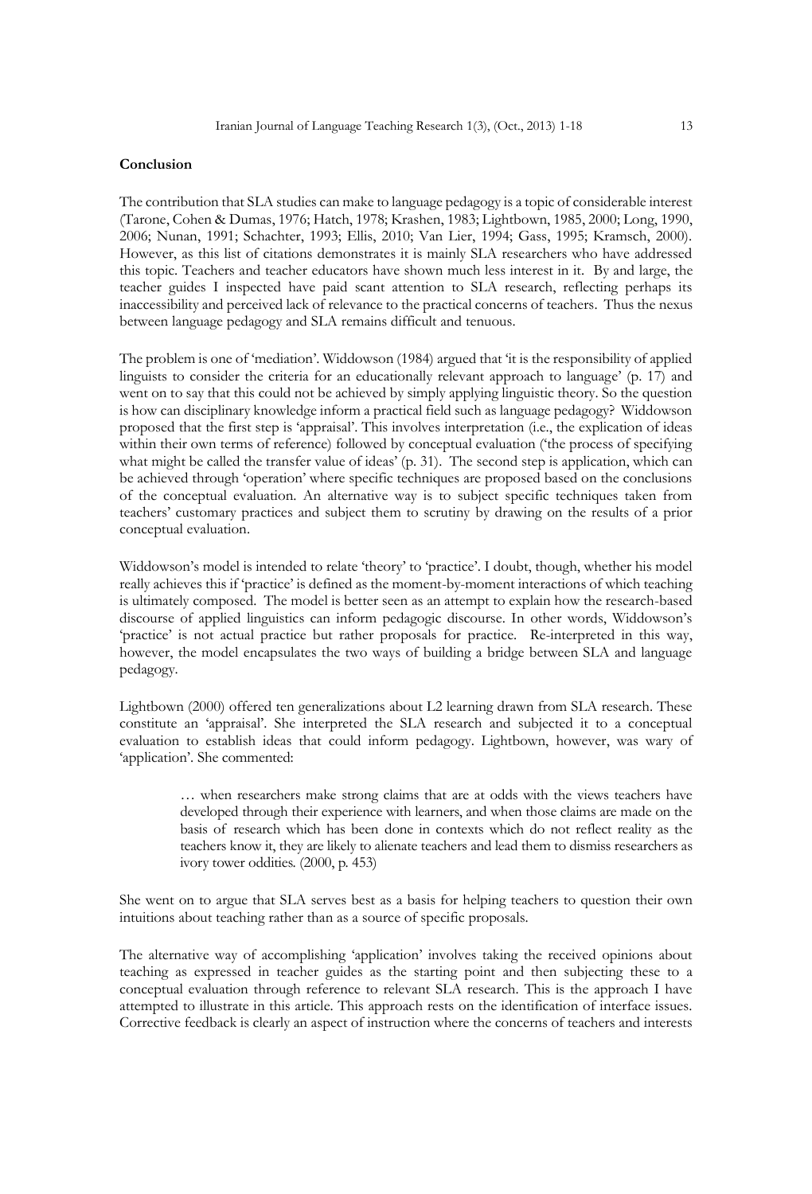**Conclusion**

The contribution that SLA studies can make to language pedagogy is a topic of considerable interest (Tarone, Cohen & Dumas, 1976; Hatch, 1978; Krashen, 1983; Lightbown, 1985, 2000; Long, 1990, 2006; Nunan, 1991; Schachter, 1993; Ellis, 2010; Van Lier, 1994; Gass, 1995; Kramsch, 2000). However, as this list of citations demonstrates it is mainly SLA researchers who have addressed this topic. Teachers and teacher educators have shown much less interest in it. By and large, the teacher guides I inspected have paid scant attention to SLA research, reflecting perhaps its inaccessibility and perceived lack of relevance to the practical concerns of teachers. Thus the nexus between language pedagogy and SLA remains difficult and tenuous.

The problem is one of 'mediation'. Widdowson (1984) argued that 'it is the responsibility of applied linguists to consider the criteria for an educationally relevant approach to language' (p. 17) and went on to say that this could not be achieved by simply applying linguistic theory. So the question is how can disciplinary knowledge inform a practical field such as language pedagogy? Widdowson proposed that the first step is 'appraisal'. This involves interpretation (i.e., the explication of ideas within their own terms of reference) followed by conceptual evaluation ('the process of specifying what might be called the transfer value of ideas' (p. 31). The second step is application, which can be achieved through 'operation' where specific techniques are proposed based on the conclusions of the conceptual evaluation. An alternative way is to subject specific techniques taken from teachers' customary practices and subject them to scrutiny by drawing on the results of a prior conceptual evaluation.

Widdowson's model is intended to relate 'theory' to 'practice'. I doubt, though, whether his model really achieves this if 'practice' is defined as the moment-by-moment interactions of which teaching is ultimately composed. The model is better seen as an attempt to explain how the research-based discourse of applied linguistics can inform pedagogic discourse. In other words, Widdowson's 'practice' is not actual practice but rather proposals for practice. Re-interpreted in this way, however, the model encapsulates the two ways of building a bridge between SLA and language pedagogy.

Lightbown (2000) offered ten generalizations about L2 learning drawn from SLA research. These constitute an 'appraisal'. She interpreted the SLA research and subjected it to a conceptual evaluation to establish ideas that could inform pedagogy. Lightbown, however, was wary of 'application'. She commented:

> … when researchers make strong claims that are at odds with the views teachers have developed through their experience with learners, and when those claims are made on the basis of research which has been done in contexts which do not reflect reality as the teachers know it, they are likely to alienate teachers and lead them to dismiss researchers as ivory tower oddities. (2000, p. 453)

She went on to argue that SLA serves best as a basis for helping teachers to question their own intuitions about teaching rather than as a source of specific proposals.

The alternative way of accomplishing 'application' involves taking the received opinions about teaching as expressed in teacher guides as the starting point and then subjecting these to a conceptual evaluation through reference to relevant SLA research. This is the approach I have attempted to illustrate in this article. This approach rests on the identification of interface issues. Corrective feedback is clearly an aspect of instruction where the concerns of teachers and interests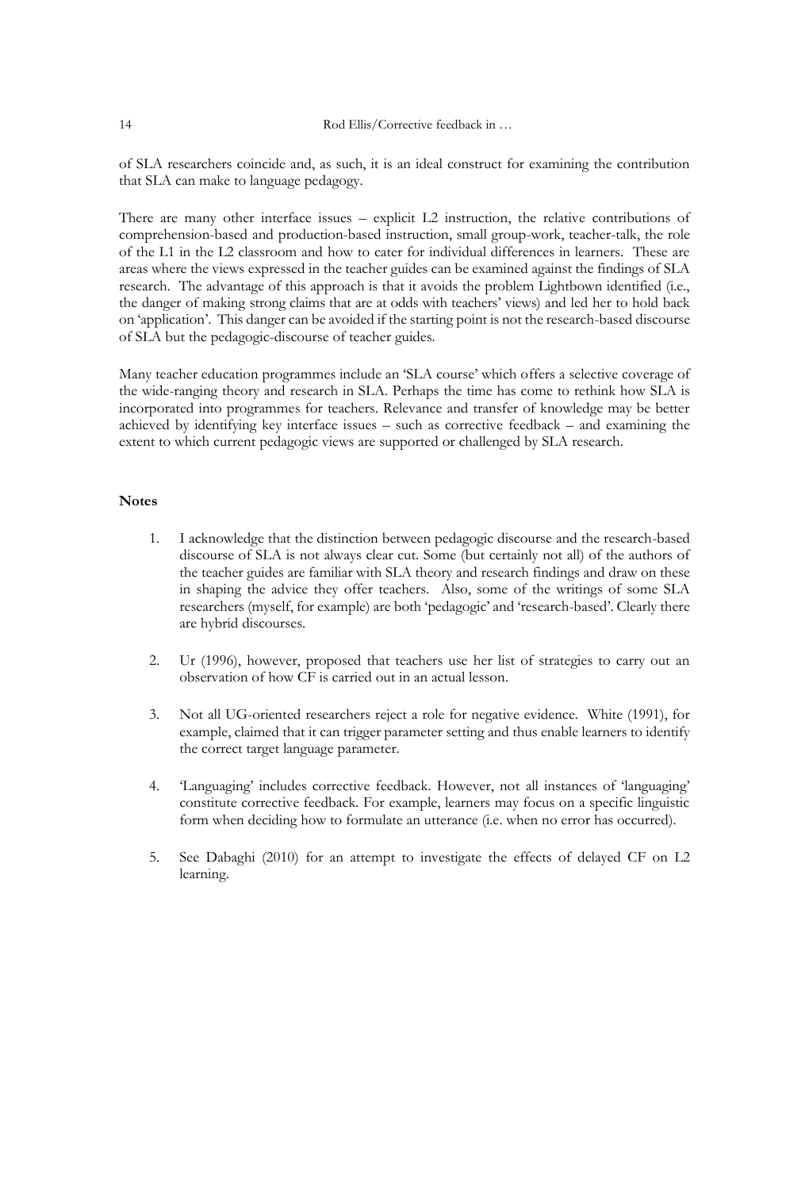of SLA researchers coincide and, as such, it is an ideal construct for examining the contribution that SLA can make to language pedagogy.

There are many other interface issues – explicit L2 instruction, the relative contributions of comprehension-based and production-based instruction, small group-work, teacher-talk, the role of the L1 in the L2 classroom and how to cater for individual differences in learners. These are areas where the views expressed in the teacher guides can be examined against the findings of SLA research. The advantage of this approach is that it avoids the problem Lightbown identified (i.e., the danger of making strong claims that are at odds with teachers' views) and led her to hold back on 'application'. This danger can be avoided if the starting point is not the research-based discourse of SLA but the pedagogic-discourse of teacher guides.

Many teacher education programmes include an 'SLA course' which offers a selective coverage of the wide-ranging theory and research in SLA. Perhaps the time has come to rethink how SLA is incorporated into programmes for teachers. Relevance and transfer of knowledge may be better achieved by identifying key interface issues – such as corrective feedback – and examining the extent to which current pedagogic views are supported or challenged by SLA research.

## Notes

1. I acknowledge that the distinction between pedagogic discourse and the research-based discourse of SLA is not always clear cut. Some (but certainly not all) of the authors of the teacher guides are familiar with SLA theory and research findings and draw on these in shaping the advice they offer teachers. Also, some of the writings of some SLA researchers (myself, for example) are both 'pedagogic' and 'research-based'. Clearly there are hybrid discourses.

2. Ur (1996), however, proposed that teachers use her list of strategies to carry out an observation of how CF is carried out in an actual lesson.

3. Not all UG-oriented researchers reject a role for negative evidence. White (1991), for example, claimed that it can trigger parameter setting and thus enable learners to identify the correct target language parameter.

4. 'Languaging' includes corrective feedback. However, not all instances of 'languaging' constitute corrective feedback. For example, learners may focus on a specific linguistic form when deciding how to formulate an utterance (i.e. when no error has occurred).

5. See Dabaghi (2010) for an attempt to investigate the effects of delayed CF on L2 learning.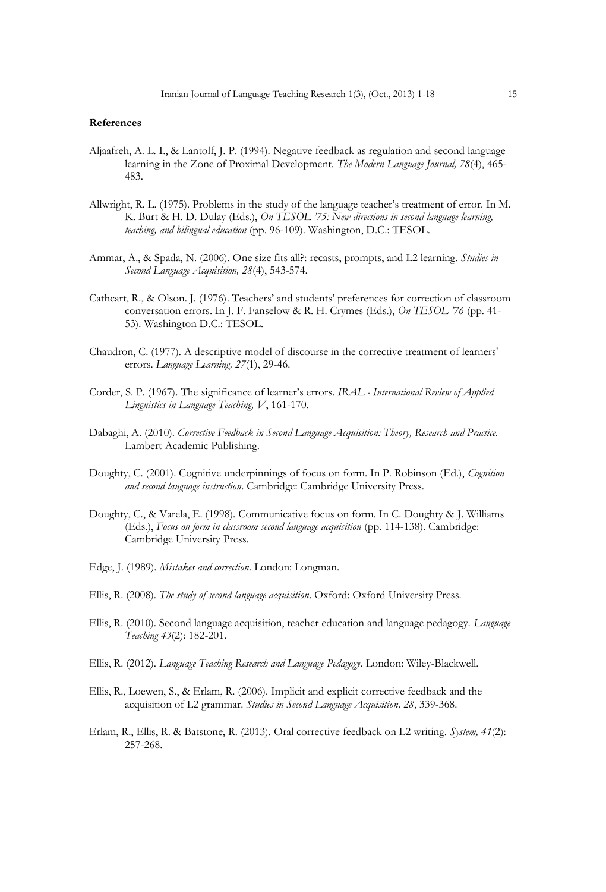**References**

Aljaafreh, A. L. I., & Lantolf, J. P. (1994). Negative feedback as regulation and second language learning in the Zone of Proximal Development. *The Modern Language Journal, 78*(4), 465-483.

Allwright, R. L. (1975). Problems in the study of the language teacher's treatment of error. In M. K. Burt & H. D. Dulay (Eds.), *On TESOL '75: New directions in second language learning, teaching, and bilingual education* (pp. 96-109). Washington, D.C.: TESOL.

Ammar, A., & Spada, N. (2006). One size fits all?: recasts, prompts, and L2 learning. *Studies in Second Language Acquisition, 28*(4), 543-574.

Cathcart, R., & Olson. J. (1976). Teachers' and students' preferences for correction of classroom conversation errors. In J. F. Fanselow & R. H. Crymes (Eds.), *On TESOL '76* (pp. 41-53). Washington D.C.: TESOL.

Chaudron, C. (1977). A descriptive model of discourse in the corrective treatment of learners' errors. *Language Learning, 27*(1), 29-46.

Corder, S. P. (1967). The significance of learner's errors. *IRAL - International Review of Applied Linguistics in Language Teaching, V*, 161-170.

Dabaghi, A. (2010). *Corrective Feedback in Second Language Acquisition: Theory, Research and Practice.* Lambert Academic Publishing.

Doughty, C. (2001). Cognitive underpinnings of focus on form. In P. Robinson (Ed.), *Cognition and second language instruction*. Cambridge: Cambridge University Press.

Doughty, C., & Varela, E. (1998). Communicative focus on form. In C. Doughty & J. Williams (Eds.), *Focus on form in classroom second language acquisition* (pp. 114-138). Cambridge: Cambridge University Press.

Edge, J. (1989). *Mistakes and correction*. London: Longman.

Ellis, R. (2008). *The study of second language acquisition*. Oxford: Oxford University Press.

Ellis, R. (2010). Second language acquisition, teacher education and language pedagogy. *Language Teaching 43*(2): 182-201.

Ellis, R. (2012). *Language Teaching Research and Language Pedagogy*. London: Wiley-Blackwell.

Ellis, R., Loewen, S., & Erlam, R. (2006). Implicit and explicit corrective feedback and the acquisition of L2 grammar. *Studies in Second Language Acquisition, 28*, 339-368.

Erlam, R., Ellis, R. & Batstone, R. (2013). Oral corrective feedback on L2 writing. *System, 41*(2): 257-268.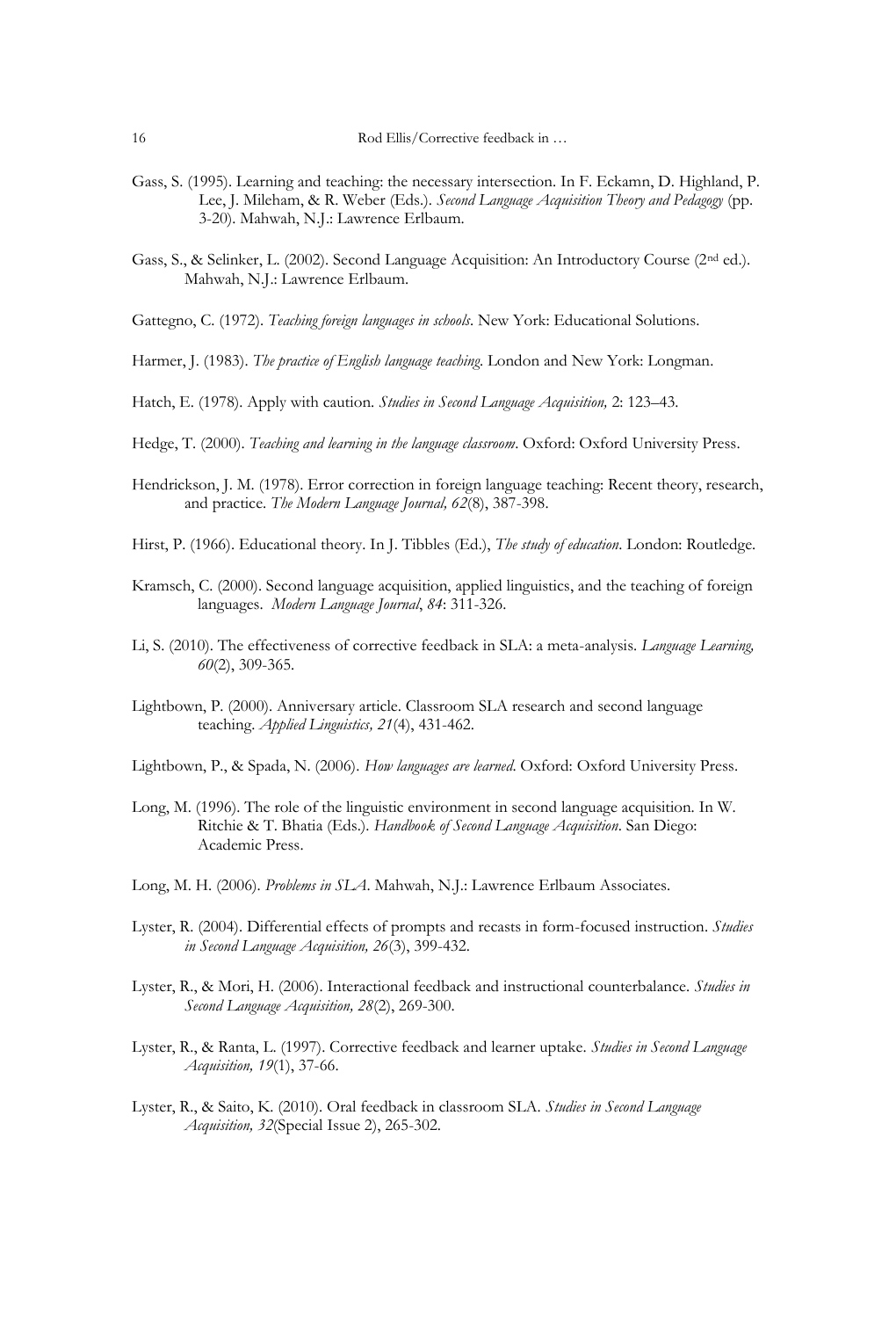Gass, S. (1995). Learning and teaching: the necessary intersection. In F. Eckamn, D. Highland, P. Lee, J. Mileham, & R. Weber (Eds.). *Second Language Acquisition Theory and Pedagogy* (pp. 3-20). Mahwah, N.J.: Lawrence Erlbaum.

Gass, S., & Selinker, L. (2002). Second Language Acquisition: An Introductory Course (2nd ed.). Mahwah, N.J.: Lawrence Erlbaum.

Gattegno, C. (1972). *Teaching foreign languages in schools*. New York: Educational Solutions.

Harmer, J. (1983). *The practice of English language teaching*. London and New York: Longman.

Hatch, E. (1978). Apply with caution. *Studies in Second Language Acquisition,* 2: 123–43.

Hedge, T. (2000). *Teaching and learning in the language classroom*. Oxford: Oxford University Press.

Hendrickson, J. M. (1978). Error correction in foreign language teaching: Recent theory, research, and practice. *The Modern Language Journal, 62*(8), 387-398.

Hirst, P. (1966). Educational theory. In J. Tibbles (Ed.), *The study of education*. London: Routledge.

Kramsch, C. (2000). Second language acquisition, applied linguistics, and the teaching of foreign languages. *Modern Language Journal*, *84*: 311-326.

Li, S. (2010). The effectiveness of corrective feedback in SLA: a meta-analysis. *Language Learning, 60*(2), 309-365.

Lightbown, P. (2000). Anniversary article. Classroom SLA research and second language teaching. *Applied Linguistics, 21*(4), 431-462.

Lightbown, P., & Spada, N. (2006). *How languages are learned*. Oxford: Oxford University Press.

Long, M. (1996). The role of the linguistic environment in second language acquisition. In W. Ritchie & T. Bhatia (Eds.). *Handbook of Second Language Acquisition*. San Diego: Academic Press.

Long, M. H. (2006). *Problems in SLA*. Mahwah, N.J.: Lawrence Erlbaum Associates.

Lyster, R. (2004). Differential effects of prompts and recasts in form-focused instruction. *Studies in Second Language Acquisition, 26*(3), 399-432.

Lyster, R., & Mori, H. (2006). Interactional feedback and instructional counterbalance. *Studies in Second Language Acquisition, 28*(2), 269-300.

Lyster, R., & Ranta, L. (1997). Corrective feedback and learner uptake. *Studies in Second Language Acquisition, 19*(1), 37-66.

Lyster, R., & Saito, K. (2010). Oral feedback in classroom SLA. *Studies in Second Language Acquisition, 32*(Special Issue 2), 265-302.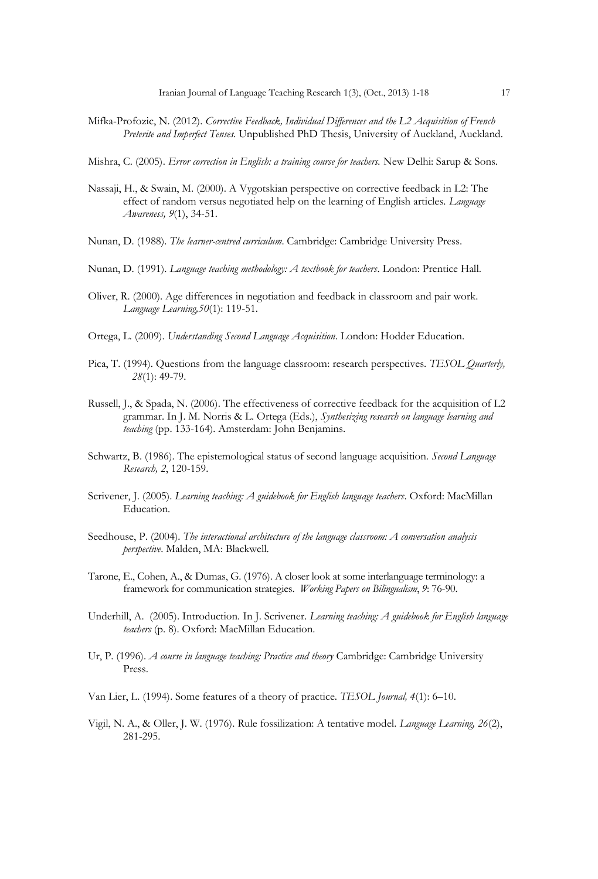Mifka-Profozic, N. (2012). *Corrective Feedback, Individual Differences and the L2 Acquisition of French Preterite and Imperfect Tenses.* Unpublished PhD Thesis, University of Auckland, Auckland.

Mishra, C. (2005). *Error correction in English: a training course for teachers.* New Delhi: Sarup & Sons.

Nassaji, H., & Swain, M. (2000). A Vygotskian perspective on corrective feedback in L2: The effect of random versus negotiated help on the learning of English articles. *Language Awareness, 9*(1), 34-51.

Nunan, D. (1988). *The learner-centred curriculum*. Cambridge: Cambridge University Press.

Nunan, D. (1991). *Language teaching methodology: A textbook for teachers*. London: Prentice Hall.

Oliver, R. (2000). Age differences in negotiation and feedback in classroom and pair work. *Language Learning,50*(1): 119-51.

Ortega, L. (2009). *Understanding Second Language Acquisition*. London: Hodder Education.

Pica, T. (1994). Questions from the language classroom: research perspectives. *TESOL Quarterly, 28*(1): 49-79.

Russell, J., & Spada, N. (2006). The effectiveness of corrective feedback for the acquisition of L2 grammar. In J. M. Norris & L. Ortega (Eds.), *Synthesizing research on language learning and teaching* (pp. 133-164). Amsterdam: John Benjamins.

Schwartz, B. (1986). The epistemological status of second language acquisition. *Second Language Research, 2*, 120-159.

Scrivener, J. (2005). *Learning teaching: A guidebook for English language teachers*. Oxford: MacMillan Education.

Seedhouse, P. (2004). *The interactional architecture of the language classroom: A conversation analysis perspective*. Malden, MA: Blackwell.

Tarone, E., Cohen, A., & Dumas, G. (1976). A closer look at some interlanguage terminology: a framework for communication strategies. *Working Papers on Bilingualism*, *9*: 76-90.

Underhill, A. (2005). Introduction. In J. Scrivener. *Learning teaching: A guidebook for English language teachers* (p. 8). Oxford: MacMillan Education.

Ur, P. (1996). *A course in language teaching: Practice and theory* Cambridge: Cambridge University Press.

Van Lier, L. (1994). Some features of a theory of practice. *TESOL Journal, 4*(1): 6–10.

Vigil, N. A., & Oller, J. W. (1976). Rule fossilization: A tentative model. *Language Learning, 26*(2), 281-295.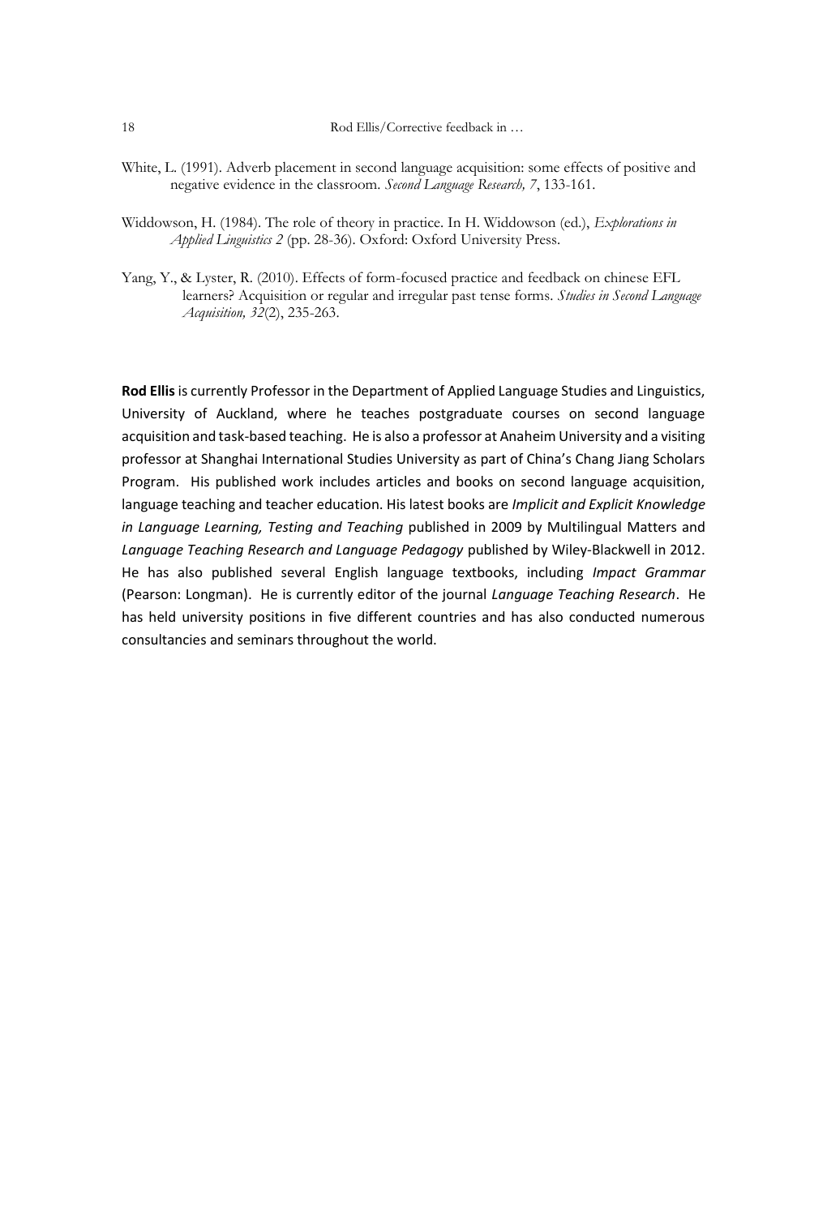White, L. (1991). Adverb placement in second language acquisition: some effects of positive and negative evidence in the classroom. *Second Language Research, 7*, 133-161.

Widdowson, H. (1984). The role of theory in practice. In H. Widdowson (ed.), *Explorations in Applied Linguistics 2* (pp. 28-36). Oxford: Oxford University Press.

Yang, Y., & Lyster, R. (2010). Effects of form-focused practice and feedback on chinese EFL learners? Acquisition or regular and irregular past tense forms. *Studies in Second Language Acquisition, 32*(2), 235-263.

**Rod Ellis** is currently Professor in the Department of Applied Language Studies and Linguistics, University of Auckland, where he teaches postgraduate courses on second language acquisition and task-based teaching. He is also a professor at Anaheim University and a visiting professor at Shanghai International Studies University as part of China's Chang Jiang Scholars Program. His published work includes articles and books on second language acquisition, language teaching and teacher education. His latest books are *Implicit and Explicit Knowledge in Language Learning, Testing and Teaching* published in 2009 by Multilingual Matters and *Language Teaching Research and Language Pedagogy* published by Wiley-Blackwell in 2012. He has also published several English language textbooks, including *Impact Grammar* (Pearson: Longman). He is currently editor of the journal *Language Teaching Research*. He has held university positions in five different countries and has also conducted numerous consultancies and seminars throughout the world.